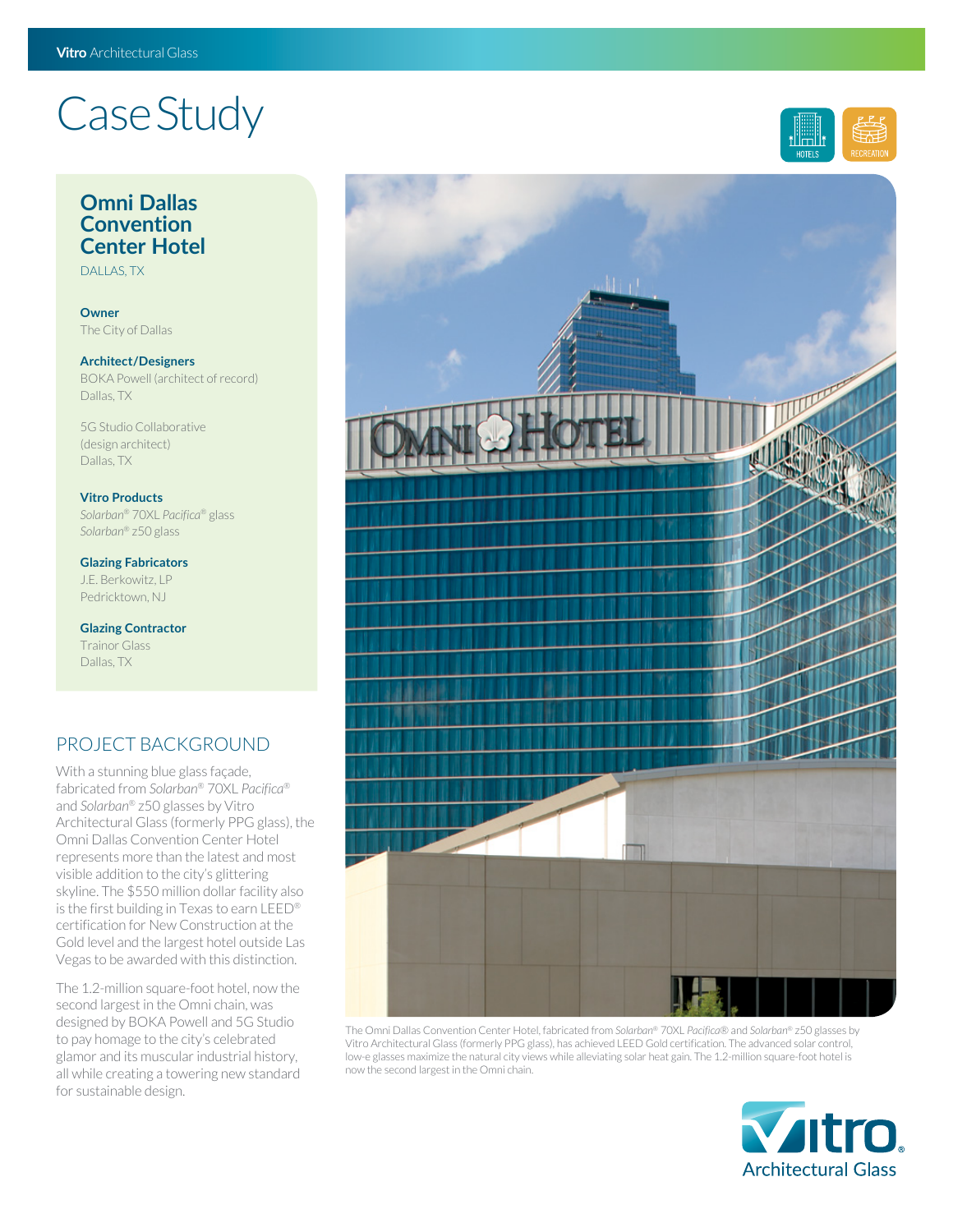# Case Study

HOTELS RECREATION

## Omni Dallas Convention Center Hotel

DALLAS, TX

**Owner**
The City of Dallas

**Architect/Designers**
BOKA Powell (architect of record)
Dallas, TX

5G Studio Collaborative
(design architect)
Dallas, TX

**Vitro Products**
*Solarban*® 70XL *Pacifica*® glass
*Solarban*® z50 glass

**Glazing Fabricators**
J.E. Berkowitz, LP
Pedricktown, NJ

**Glazing Contractor**
Trainor Glass
Dallas, TX

## PROJECT BACKGROUND

With a stunning blue glass façade, fabricated from *Solarban*® 70XL *Pacifica*® and *Solarban*® z50 glasses by Vitro Architectural Glass (formerly PPG glass), the Omni Dallas Convention Center Hotel represents more than the latest and most visible addition to the city's glittering skyline. The $550 million dollar facility also is the first building in Texas to earn LEED® certification for New Construction at the Gold level and the largest hotel outside Las Vegas to be awarded with this distinction.

The 1.2-million square-foot hotel, now the second largest in the Omni chain, was designed by BOKA Powell and 5G Studio to pay homage to the city's celebrated glamor and its muscular industrial history, all while creating a towering new standard for sustainable design.

The Omni Dallas Convention Center Hotel, fabricated from *Solarban*® 70XL *Pacifica*® and *Solarban*® z50 glasses by Vitro Architectural Glass (formerly PPG glass), has achieved LEED Gold certification. The advanced solar control, low-e glasses maximize the natural city views while alleviating solar heat gain. The 1.2-million square-foot hotel is now the second largest in the Omni chain.

Vitro Architectural Glass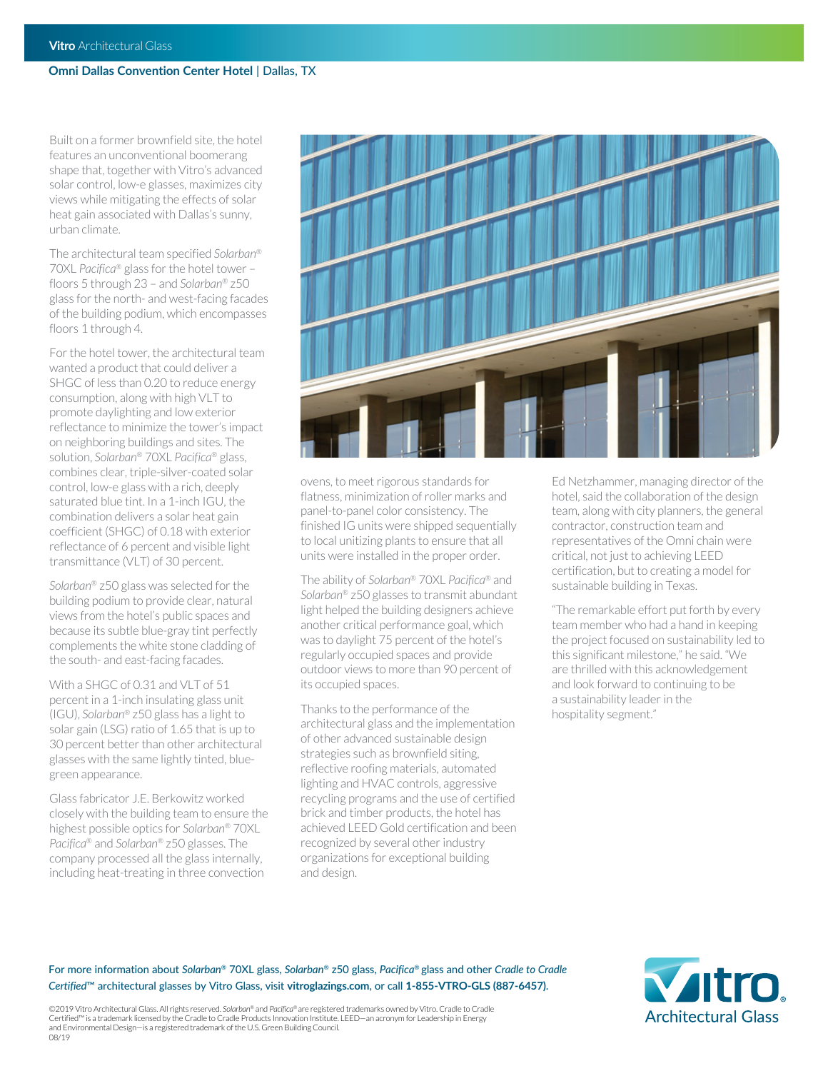Built on a former brownfield site, the hotel features an unconventional boomerang shape that, together with Vitro's advanced solar control, low-e glasses, maximizes city views while mitigating the effects of solar heat gain associated with Dallas's sunny, urban climate.

The architectural team specified *Solarban*® 70XL *Pacifica*® glass for the hotel tower – floors 5 through 23 – and *Solarban*® z50 glass for the north- and west-facing facades of the building podium, which encompasses floors 1 through 4.

For the hotel tower, the architectural team wanted a product that could deliver a SHGC of less than 0.20 to reduce energy consumption, along with high VLT to promote daylighting and low exterior reflectance to minimize the tower's impact on neighboring buildings and sites. The solution, *Solarban*® 70XL *Pacifica*® glass, combines clear, triple-silver-coated solar control, low-e glass with a rich, deeply saturated blue tint. In a 1-inch IGU, the combination delivers a solar heat gain coefficient (SHGC) of 0.18 with exterior reflectance of 6 percent and visible light transmittance (VLT) of 30 percent.

*Solarban*® z50 glass was selected for the building podium to provide clear, natural views from the hotel's public spaces and because its subtle blue-gray tint perfectly complements the white stone cladding of the south- and east-facing facades.

With a SHGC of 0.31 and VLT of 51 percent in a 1-inch insulating glass unit (IGU), *Solarban*® z50 glass has a light to solar gain (LSG) ratio of 1.65 that is up to 30 percent better than other architectural glasses with the same lightly tinted, blue-green appearance.

Glass fabricator J.E. Berkowitz worked closely with the building team to ensure the highest possible optics for *Solarban*® 70XL *Pacifica*® and *Solarban*® z50 glasses. The company processed all the glass internally, including heat-treating in three convection ovens, to meet rigorous standards for flatness, minimization of roller marks and panel-to-panel color consistency. The finished IG units were shipped sequentially to local unitizing plants to ensure that all units were installed in the proper order.

The ability of *Solarban*® 70XL *Pacifica*® and *Solarban*® z50 glasses to transmit abundant light helped the building designers achieve another critical performance goal, which was to daylight 75 percent of the hotel's regularly occupied spaces and provide outdoor views to more than 90 percent of its occupied spaces.

Thanks to the performance of the architectural glass and the implementation of other advanced sustainable design strategies such as brownfield siting, reflective roofing materials, automated lighting and HVAC controls, aggressive recycling programs and the use of certified brick and timber products, the hotel has achieved LEED Gold certification and been recognized by several other industry organizations for exceptional building and design.

Ed Netzhammer, managing director of the hotel, said the collaboration of the design team, along with city planners, the general contractor, construction team and representatives of the Omni chain were critical, not just to achieving LEED certification, but to creating a model for sustainable building in Texas.

"The remarkable effort put forth by every team member who had a hand in keeping the project focused on sustainability led to this significant milestone," he said. "We are thrilled with this acknowledgement and look forward to continuing to be a sustainability leader in the hospitality segment."

For more information about *Solarban*® 70XL glass, *Solarban*® z50 glass, *Pacifica*® glass and other *Cradle to Cradle Certified*™ architectural glasses by Vitro Glass, visit **vitroglazings.com**, or call **1-855-VTRO-GLS (887-6457)**.

©2019 Vitro Architectural Glass. All rights reserved. *Solarban*® and *Pacifica*® are registered trademarks owned by Vitro. Cradle to Cradle Certified™ is a trademark licensed by the Cradle to Cradle Products Innovation Institute. LEED—an acronym for Leadership in Energy and Environmental Design—is a registered trademark of the U.S. Green Building Council.
08/19